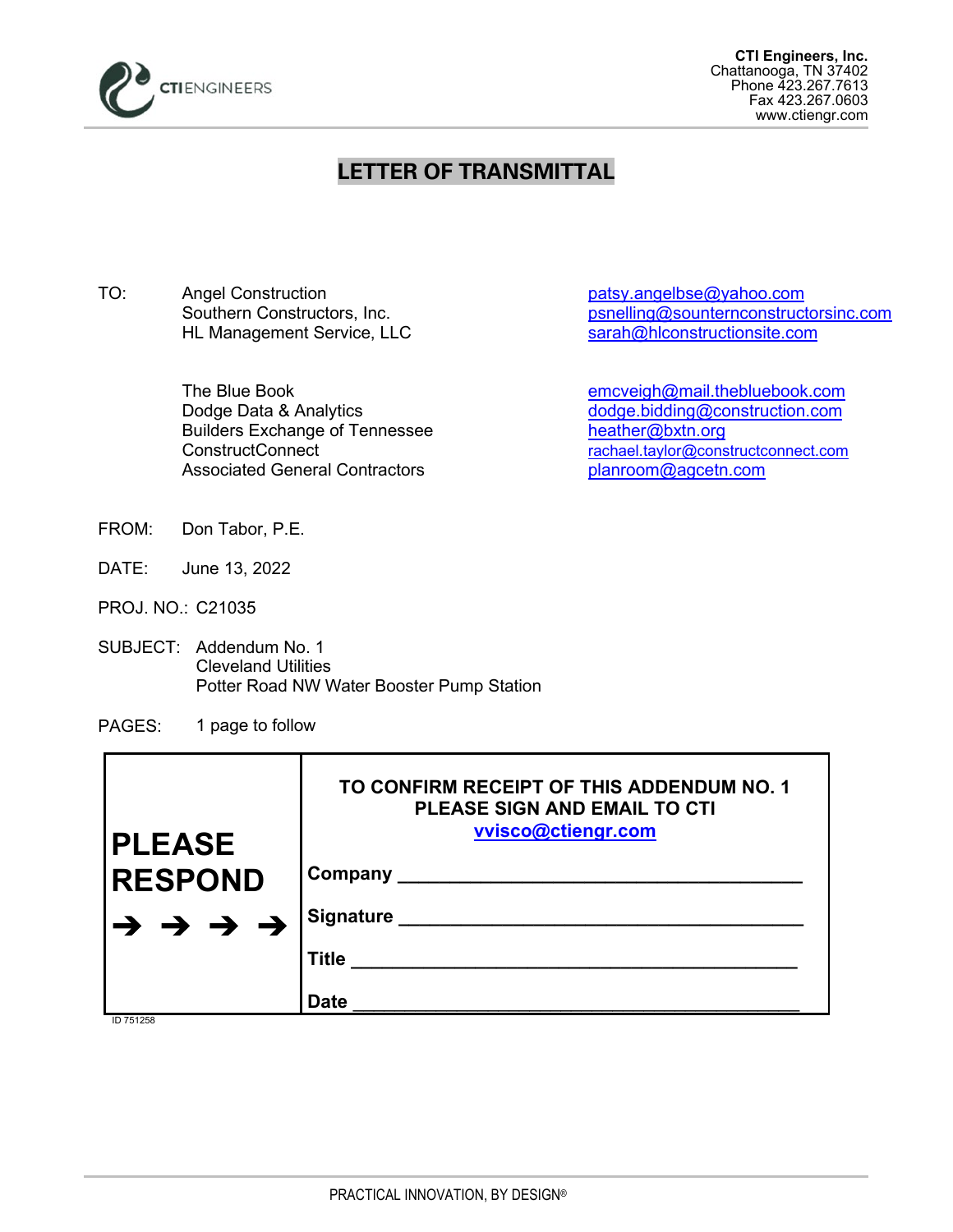CTI ENGINEERS

**CTI Engineers, Inc.**
Chattanooga, TN 37402
Phone 423.267.7613
Fax 423.267.0603
www.ctiengr.com

# LETTER OF TRANSMITTAL

| TO: | | |
|---|---|---|
| | Angel Construction | patsy.angelbse@yahoo.com |
| | Southern Constructors, Inc. | psnelling@sounternconstructorsinc.com |
| | HL Management Service, LLC | sarah@hlconstructionsite.com |
| | | |
| | The Blue Book | emcveigh@mail.thebluebook.com |
| | Dodge Data & Analytics | dodge.bidding@construction.com |
| | Builders Exchange of Tennessee | heather@bxtn.org |
| | ConstructConnect | rachael.taylor@constructconnect.com |
| | Associated General Contractors | planroom@agcetn.com |

FROM: Don Tabor, P.E.

DATE: June 13, 2022

PROJ. NO.: C21035

SUBJECT: Addendum No. 1
Cleveland Utilities
Potter Road NW Water Booster Pump Station

PAGES: 1 page to follow

| **PLEASE RESPOND** ➔ ➔ ➔ ➔ | **TO CONFIRM RECEIPT OF THIS ADDENDUM NO. 1 PLEASE SIGN AND EMAIL TO CTI** **vvisco@ctiengr.com** |
|---|---|
| | **Company** ______________________________ |
| | **Signature** ______________________________ |
| | **Title** ______________________________ |
| | **Date** ______________________________ |

ID 751258

PRACTICAL INNOVATION, BY DESIGN®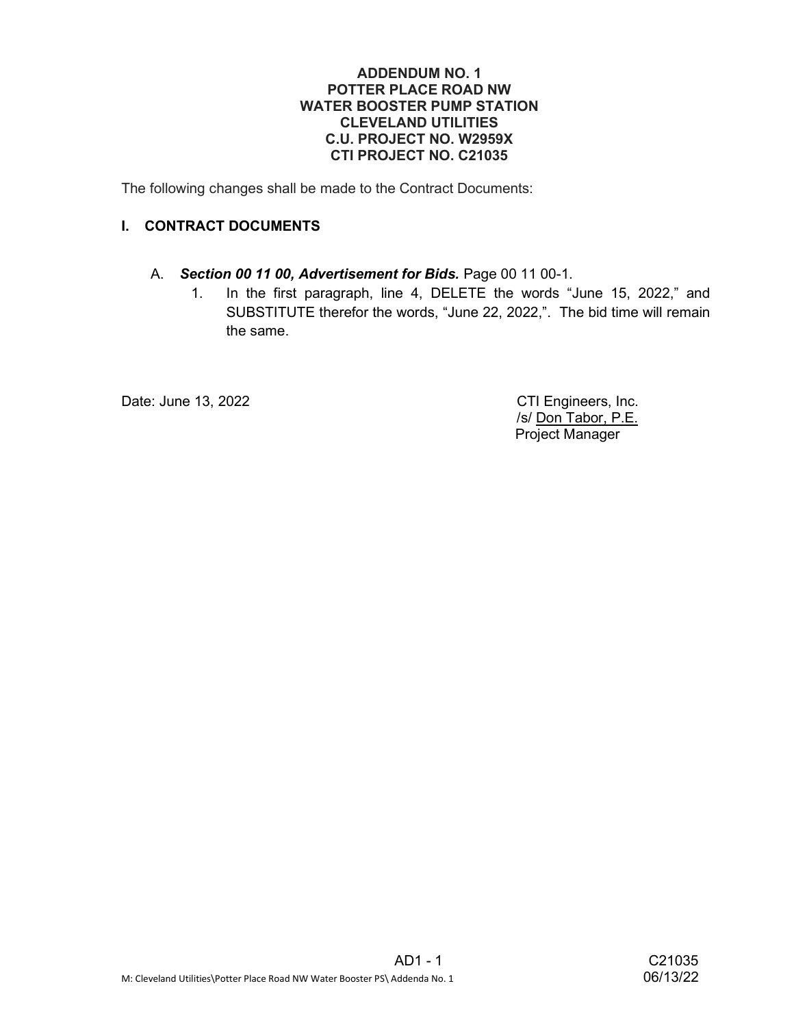# ADDENDUM NO. 1
# POTTER PLACE ROAD NW
# WATER BOOSTER PUMP STATION
# CLEVELAND UTILITIES
# C.U. PROJECT NO. W2959X
# CTI PROJECT NO. C21035

The following changes shall be made to the Contract Documents:

## I. CONTRACT DOCUMENTS

A. ***Section 00 11 00, Advertisement for Bids.*** Page 00 11 00-1.

1. In the first paragraph, line 4, DELETE the words "June 15, 2022," and SUBSTITUTE therefor the words, "June 22, 2022,". The bid time will remain the same.

Date: June 13, 2022

CTI Engineers, Inc.
/s/ Don Tabor, P.E.
Project Manager